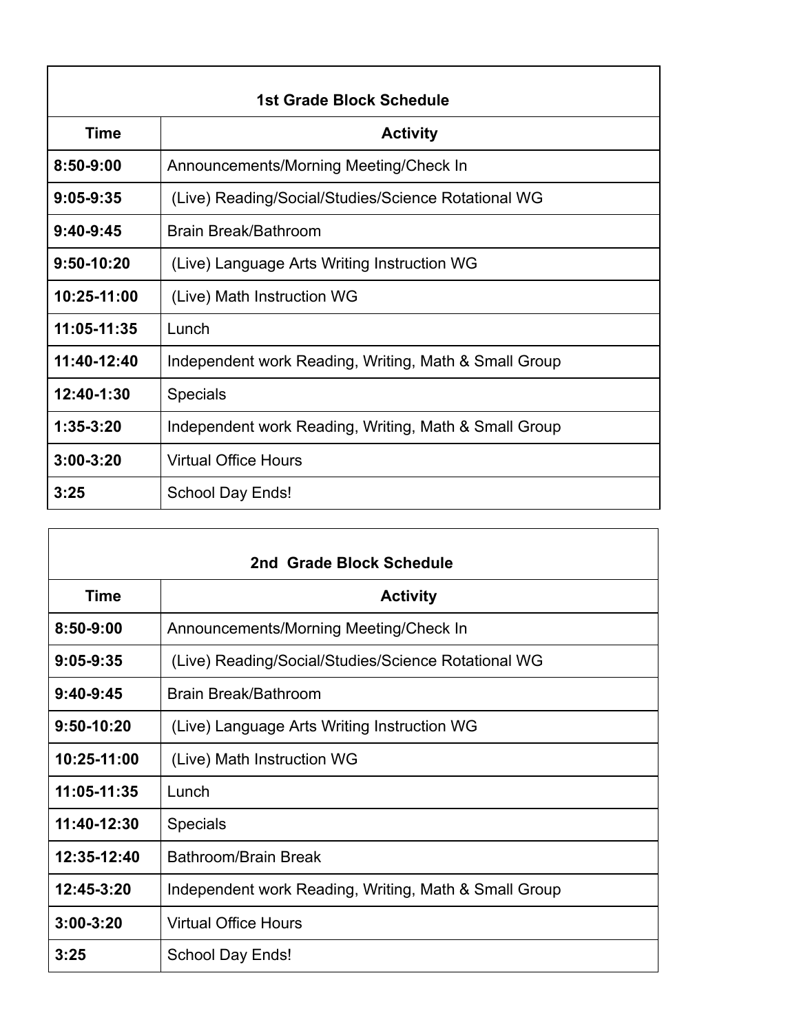| 1st Grade Block Schedule | |
|---|---|
| **Time** | **Activity** |
| **8:50-9:00** | Announcements/Morning Meeting/Check In |
| **9:05-9:35** | (Live) Reading/Social/Studies/Science Rotational WG |
| **9:40-9:45** | Brain Break/Bathroom |
| **9:50-10:20** | (Live) Language Arts Writing Instruction WG |
| **10:25-11:00** | (Live) Math Instruction WG |
| **11:05-11:35** | Lunch |
| **11:40-12:40** | Independent work Reading, Writing, Math & Small Group |
| **12:40-1:30** | Specials |
| **1:35-3:20** | Independent work Reading, Writing, Math & Small Group |
| **3:00-3:20** | Virtual Office Hours |
| **3:25** | School Day Ends! |

| 2nd Grade Block Schedule | |
|---|---|
| **Time** | **Activity** |
| **8:50-9:00** | Announcements/Morning Meeting/Check In |
| **9:05-9:35** | (Live) Reading/Social/Studies/Science Rotational WG |
| **9:40-9:45** | Brain Break/Bathroom |
| **9:50-10:20** | (Live) Language Arts Writing Instruction WG |
| **10:25-11:00** | (Live) Math Instruction WG |
| **11:05-11:35** | Lunch |
| **11:40-12:30** | Specials |
| **12:35-12:40** | Bathroom/Brain Break |
| **12:45-3:20** | Independent work Reading, Writing, Math & Small Group |
| **3:00-3:20** | Virtual Office Hours |
| **3:25** | School Day Ends! |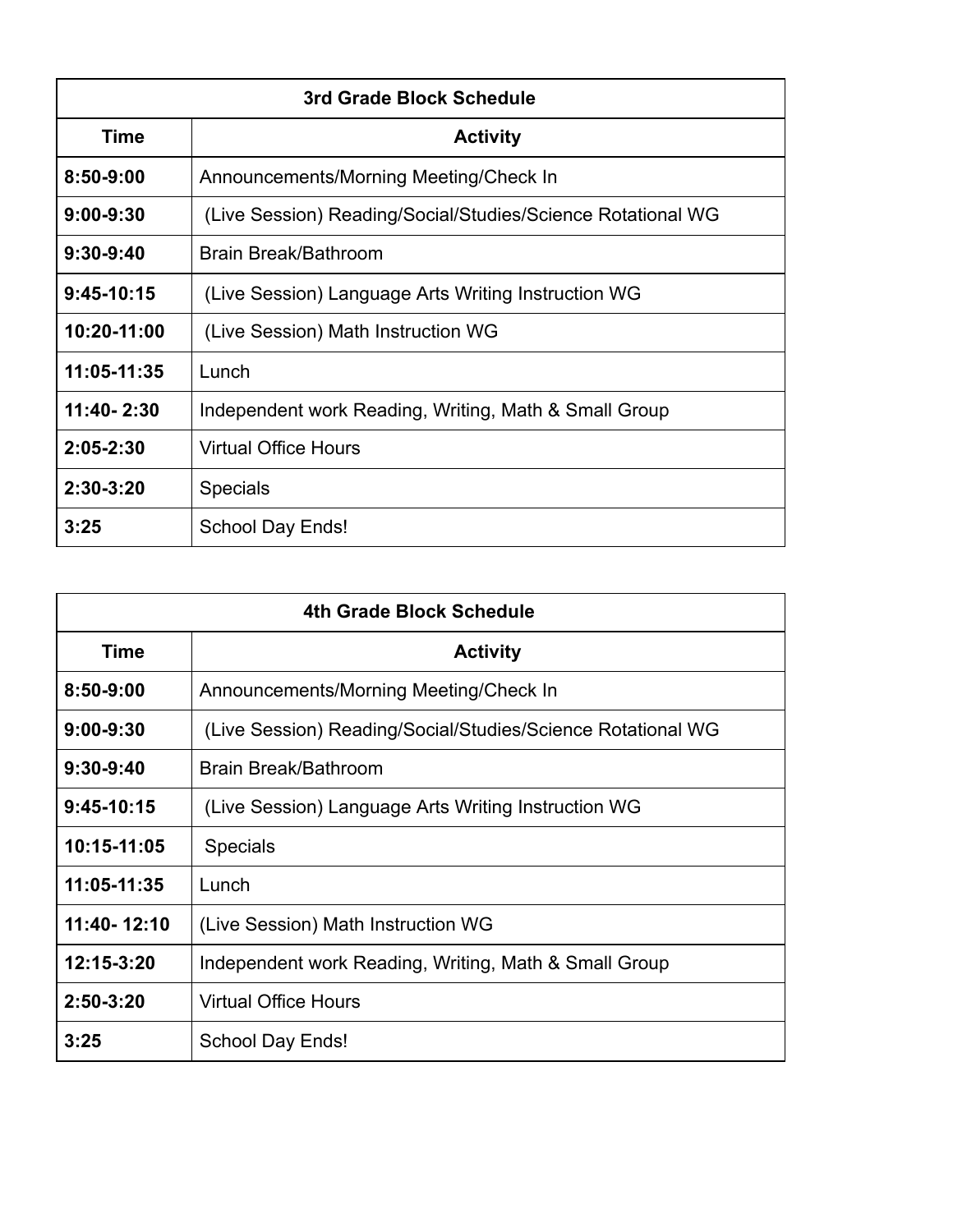| 3rd Grade Block Schedule | |
|---|---|
| **Time** | **Activity** |
| **8:50-9:00** | Announcements/Morning Meeting/Check In |
| **9:00-9:30** | (Live Session) Reading/Social/Studies/Science Rotational WG |
| **9:30-9:40** | Brain Break/Bathroom |
| **9:45-10:15** | (Live Session) Language Arts Writing Instruction WG |
| **10:20-11:00** | (Live Session) Math Instruction WG |
| **11:05-11:35** | Lunch |
| **11:40- 2:30** | Independent work Reading, Writing, Math & Small Group |
| **2:05-2:30** | Virtual Office Hours |
| **2:30-3:20** | Specials |
| **3:25** | School Day Ends! |

| 4th Grade Block Schedule | |
|---|---|
| **Time** | **Activity** |
| **8:50-9:00** | Announcements/Morning Meeting/Check In |
| **9:00-9:30** | (Live Session) Reading/Social/Studies/Science Rotational WG |
| **9:30-9:40** | Brain Break/Bathroom |
| **9:45-10:15** | (Live Session) Language Arts Writing Instruction WG |
| **10:15-11:05** | Specials |
| **11:05-11:35** | Lunch |
| **11:40- 12:10** | (Live Session) Math Instruction WG |
| **12:15-3:20** | Independent work Reading, Writing, Math & Small Group |
| **2:50-3:20** | Virtual Office Hours |
| **3:25** | School Day Ends! |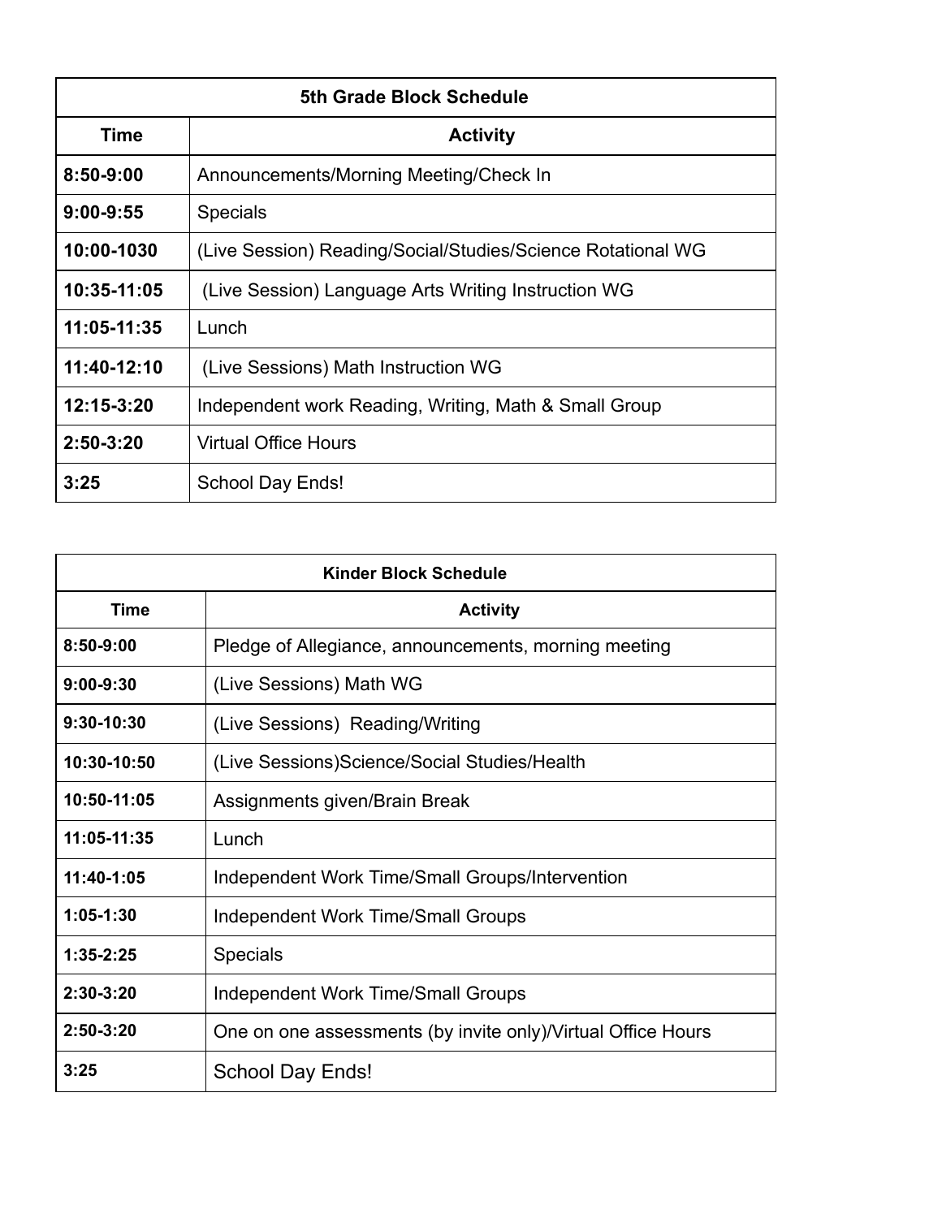| 5th Grade Block Schedule | |
|---|---|
| **Time** | **Activity** |
| **8:50-9:00** | Announcements/Morning Meeting/Check In |
| **9:00-9:55** | Specials |
| **10:00-1030** | (Live Session) Reading/Social/Studies/Science Rotational WG |
| **10:35-11:05** | (Live Session) Language Arts Writing Instruction WG |
| **11:05-11:35** | Lunch |
| **11:40-12:10** | (Live Sessions) Math Instruction WG |
| **12:15-3:20** | Independent work Reading, Writing, Math & Small Group |
| **2:50-3:20** | Virtual Office Hours |
| **3:25** | School Day Ends! |

| Kinder Block Schedule | |
|---|---|
| **Time** | **Activity** |
| **8:50-9:00** | Pledge of Allegiance, announcements, morning meeting |
| **9:00-9:30** | (Live Sessions) Math WG |
| **9:30-10:30** | (Live Sessions) Reading/Writing |
| **10:30-10:50** | (Live Sessions)Science/Social Studies/Health |
| **10:50-11:05** | Assignments given/Brain Break |
| **11:05-11:35** | Lunch |
| **11:40-1:05** | Independent Work Time/Small Groups/Intervention |
| **1:05-1:30** | Independent Work Time/Small Groups |
| **1:35-2:25** | Specials |
| **2:30-3:20** | Independent Work Time/Small Groups |
| **2:50-3:20** | One on one assessments (by invite only)/Virtual Office Hours |
| **3:25** | School Day Ends! |